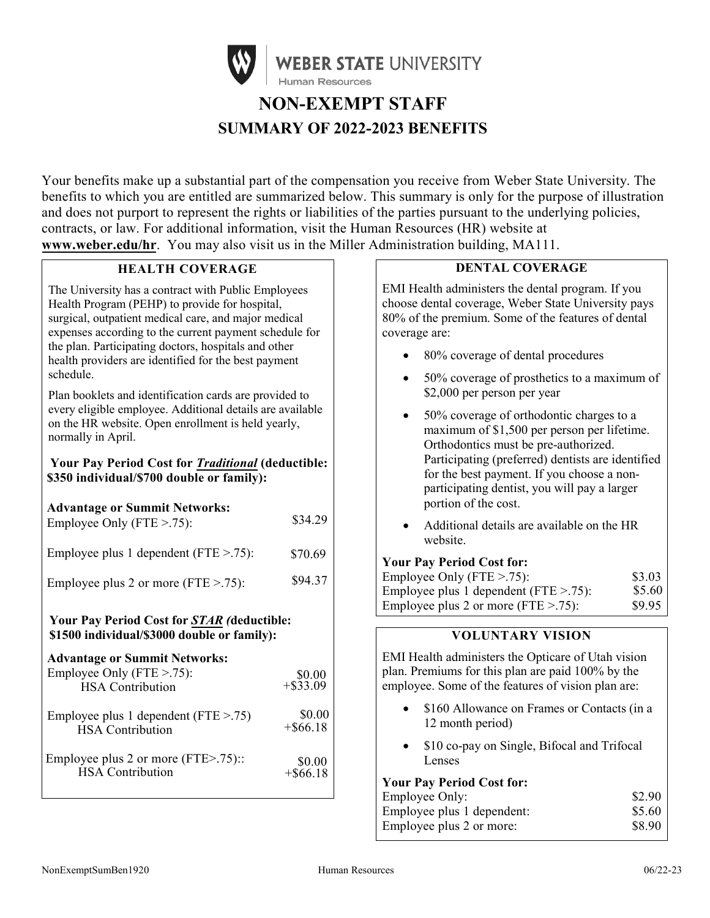WEBER STATE UNIVERSITY
Human Resources

# NON-EXEMPT STAFF

## SUMMARY OF 2022-2023 BENEFITS

Your benefits make up a substantial part of the compensation you receive from Weber State University. The benefits to which you are entitled are summarized below. This summary is only for the purpose of illustration and does not purport to represent the rights or liabilities of the parties pursuant to the underlying policies, contracts, or law. For additional information, visit the Human Resources (HR) website at **www.weber.edu/hr**. You may also visit us in the Miller Administration building, MA111.

### HEALTH COVERAGE

The University has a contract with Public Employees Health Program (PEHP) to provide for hospital, surgical, outpatient medical care, and major medical expenses according to the current payment schedule for the plan. Participating doctors, hospitals and other health providers are identified for the best payment schedule.

Plan booklets and identification cards are provided to every eligible employee. Additional details are available on the HR website. Open enrollment is held yearly, normally in April.

**Your Pay Period Cost for *<u>Traditional</u>* (deductible: $350 individual/$700 double or family):**

**Advantage or Summit Networks:**

| | |
|---|---|
| Employee Only (FTE >.75): | $34.29 |
| Employee plus 1 dependent (FTE >.75): | $70.69 |
| Employee plus 2 or more (FTE >.75): | $94.37 |

**Your Pay Period Cost for *<u>STAR</u> (*deductible: $1500 individual/$3000 double or family):**

**Advantage or Summit Networks:**

| | |
|---|---|
| Employee Only (FTE >.75): | $0.00 |
| HSA Contribution | +$33.09 |
| Employee plus 1 dependent (FTE >.75) | $0.00 |
| HSA Contribution | +$66.18 |
| Employee plus 2 or more (FTE>.75):: | $0.00 |
| HSA Contribution | +$66.18 |

### DENTAL COVERAGE

EMI Health administers the dental program. If you choose dental coverage, Weber State University pays 80% of the premium. Some of the features of dental coverage are:

- 80% coverage of dental procedures
- 50% coverage of prosthetics to a maximum of $2,000 per person per year
- 50% coverage of orthodontic charges to a maximum of $1,500 per person per lifetime. Orthodontics must be pre-authorized. Participating (preferred) dentists are identified for the best payment. If you choose a non-participating dentist, you will pay a larger portion of the cost.
- Additional details are available on the HR website.

**Your Pay Period Cost for:**

| | |
|---|---|
| Employee Only (FTE >.75): | $3.03 |
| Employee plus 1 dependent (FTE >.75): | $5.60 |
| Employee plus 2 or more (FTE >.75): | $9.95 |

### VOLUNTARY VISION

EMI Health administers the Opticare of Utah vision plan. Premiums for this plan are paid 100% by the employee. Some of the features of vision plan are:

- $160 Allowance on Frames or Contacts (in a 12 month period)
- $10 co-pay on Single, Bifocal and Trifocal Lenses

**Your Pay Period Cost for:**

| | |
|---|---|
| Employee Only: | $2.90 |
| Employee plus 1 dependent: | $5.60 |
| Employee plus 2 or more: | $8.90 |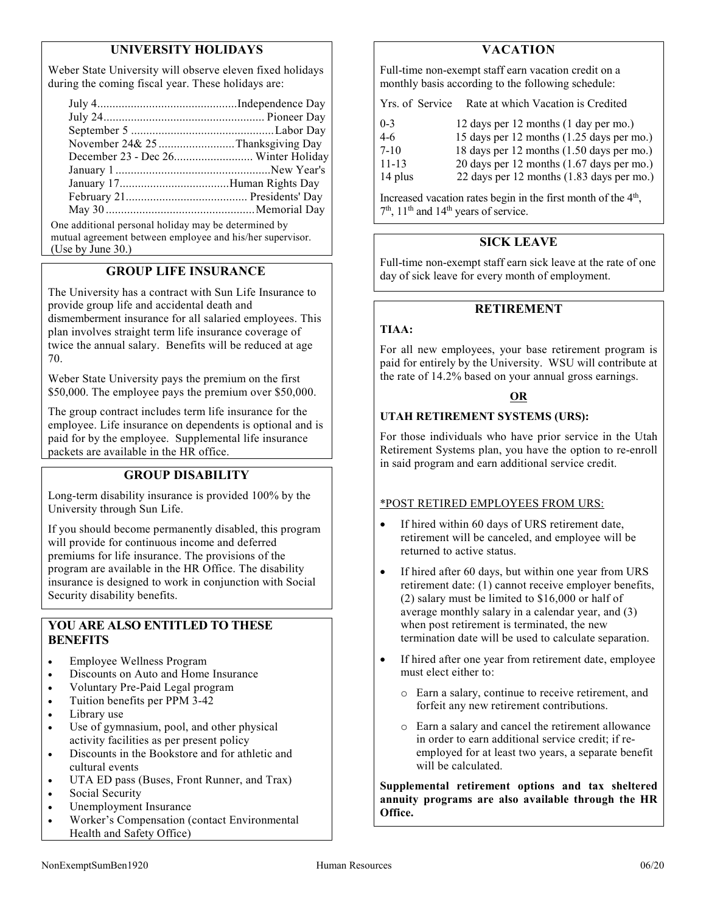## UNIVERSITY HOLIDAYS

Weber State University will observe eleven fixed holidays during the coming fiscal year. These holidays are:

| | |
|---|---|
| July 4 | Independence Day |
| July 24 | Pioneer Day |
| September 5 | Labor Day |
| November 24& 25 | Thanksgiving Day |
| December 23 - Dec 26 | Winter Holiday |
| January 1 | New Year's |
| January 17 | Human Rights Day |
| February 21 | Presidents' Day |
| May 30 | Memorial Day |

One additional personal holiday may be determined by mutual agreement between employee and his/her supervisor. (Use by June 30.)

## GROUP LIFE INSURANCE

The University has a contract with Sun Life Insurance to provide group life and accidental death and dismemberment insurance for all salaried employees. This plan involves straight term life insurance coverage of twice the annual salary. Benefits will be reduced at age 70.

Weber State University pays the premium on the first $50,000. The employee pays the premium over $50,000.

The group contract includes term life insurance for the employee. Life insurance on dependents is optional and is paid for by the employee. Supplemental life insurance packets are available in the HR office.

## GROUP DISABILITY

Long-term disability insurance is provided 100% by the University through Sun Life.

If you should become permanently disabled, this program will provide for continuous income and deferred premiums for life insurance. The provisions of the program are available in the HR Office. The disability insurance is designed to work in conjunction with Social Security disability benefits.

## YOU ARE ALSO ENTITLED TO THESE BENEFITS

- Employee Wellness Program
- Discounts on Auto and Home Insurance
- Voluntary Pre-Paid Legal program
- Tuition benefits per PPM 3-42
- Library use
- Use of gymnasium, pool, and other physical activity facilities as per present policy
- Discounts in the Bookstore and for athletic and cultural events
- UTA ED pass (Buses, Front Runner, and Trax)
- Social Security
- Unemployment Insurance
- Worker's Compensation (contact Environmental Health and Safety Office)

## VACATION

Full-time non-exempt staff earn vacation credit on a monthly basis according to the following schedule:

| Yrs. of Service | Rate at which Vacation is Credited |
|---|---|
| 0-3 | 12 days per 12 months (1 day per mo.) |
| 4-6 | 15 days per 12 months (1.25 days per mo.) |
| 7-10 | 18 days per 12 months (1.50 days per mo.) |
| 11-13 | 20 days per 12 months (1.67 days per mo.) |
| 14 plus | 22 days per 12 months (1.83 days per mo.) |

Increased vacation rates begin in the first month of the 4th, 7th, 11th and 14th years of service.

## SICK LEAVE

Full-time non-exempt staff earn sick leave at the rate of one day of sick leave for every month of employment.

## RETIREMENT

**TIAA:**

For all new employees, your base retirement program is paid for entirely by the University. WSU will contribute at the rate of 14.2% based on your annual gross earnings.

**OR**

**UTAH RETIREMENT SYSTEMS (URS):**

For those individuals who have prior service in the Utah Retirement Systems plan, you have the option to re-enroll in said program and earn additional service credit.

*POST RETIRED EMPLOYEES FROM URS:

- If hired within 60 days of URS retirement date, retirement will be canceled, and employee will be returned to active status.
- If hired after 60 days, but within one year from URS retirement date: (1) cannot receive employer benefits, (2) salary must be limited to $16,000 or half of average monthly salary in a calendar year, and (3) when post retirement is terminated, the new termination date will be used to calculate separation.
- If hired after one year from retirement date, employee must elect either to:
  - Earn a salary, continue to receive retirement, and forfeit any new retirement contributions.
  - Earn a salary and cancel the retirement allowance in order to earn additional service credit; if re-employed for at least two years, a separate benefit will be calculated.

**Supplemental retirement options and tax sheltered annuity programs are also available through the HR Office.**